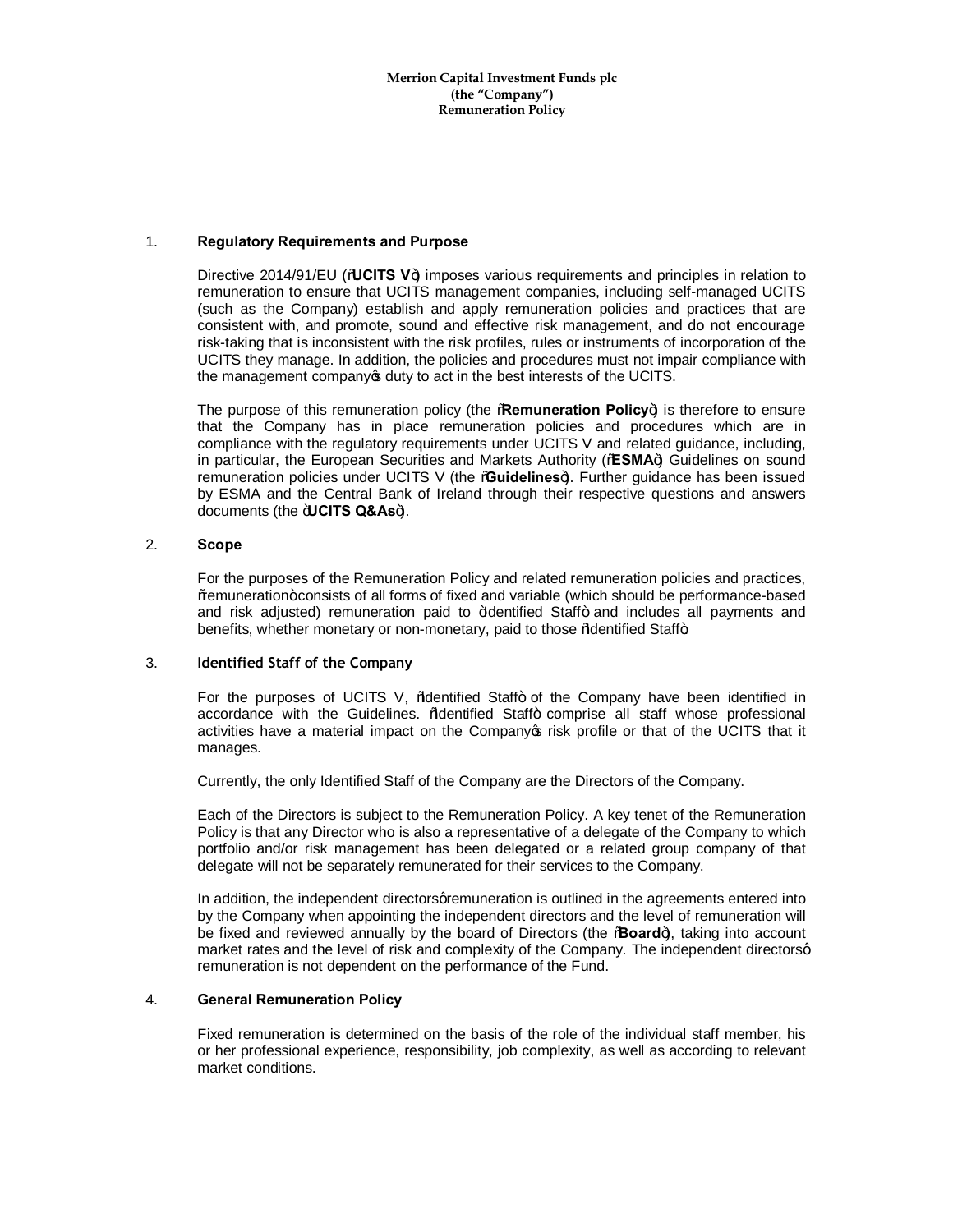**Merrion Capital Investment Funds plc**
**(the "Company")**
**Remuneration Policy**

1. **Regulatory Requirements and Purpose**

   Directive 2014/91/EU ("**UCITS V**") imposes various requirements and principles in relation to remuneration to ensure that UCITS management companies, including self-managed UCITS (such as the Company) establish and apply remuneration policies and practices that are consistent with, and promote, sound and effective risk management, and do not encourage risk-taking that is inconsistent with the risk profiles, rules or instruments of incorporation of the UCITS they manage. In addition, the policies and procedures must not impair compliance with the management company's duty to act in the best interests of the UCITS.

   The purpose of this remuneration policy (the "**Remuneration Policy**") is therefore to ensure that the Company has in place remuneration policies and procedures which are in compliance with the regulatory requirements under UCITS V and related guidance, including, in particular, the European Securities and Markets Authority ("**ESMA**") Guidelines on sound remuneration policies under UCITS V (the "**Guidelines**"). Further guidance has been issued by ESMA and the Central Bank of Ireland through their respective questions and answers documents (the "**UCITS Q&As**").

2. **Scope**

   For the purposes of the Remuneration Policy and related remuneration policies and practices, "remuneration" consists of all forms of fixed and variable (which should be performance-based and risk adjusted) remuneration paid to "Identified Staff" and includes all payments and benefits, whether monetary or non-monetary, paid to those "Identified Staff".

3. **Identified Staff of the Company**

   For the purposes of UCITS V, "Identified Staff" of the Company have been identified in accordance with the Guidelines. "Identified Staff" comprise all staff whose professional activities have a material impact on the Company's risk profile or that of the UCITS that it manages.

   Currently, the only Identified Staff of the Company are the Directors of the Company.

   Each of the Directors is subject to the Remuneration Policy. A key tenet of the Remuneration Policy is that any Director who is also a representative of a delegate of the Company to which portfolio and/or risk management has been delegated or a related group company of that delegate will not be separately remunerated for their services to the Company.

   In addition, the independent directors' remuneration is outlined in the agreements entered into by the Company when appointing the independent directors and the level of remuneration will be fixed and reviewed annually by the board of Directors (the "**Board**"), taking into account market rates and the level of risk and complexity of the Company. The independent directors' remuneration is not dependent on the performance of the Fund.

4. **General Remuneration Policy**

   Fixed remuneration is determined on the basis of the role of the individual staff member, his or her professional experience, responsibility, job complexity, as well as according to relevant market conditions.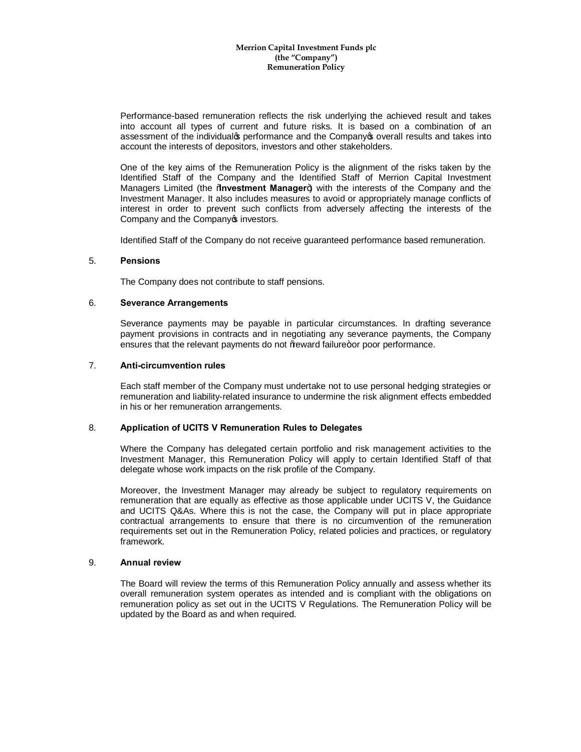Performance-based remuneration reflects the risk underlying the achieved result and takes into account all types of current and future risks. It is based on a combination of an assessment of the individual's performance and the Company's overall results and takes into account the interests of depositors, investors and other stakeholders.

One of the key aims of the Remuneration Policy is the alignment of the risks taken by the Identified Staff of the Company and the Identified Staff of Merrion Capital Investment Managers Limited (the "**Investment Manager**") with the interests of the Company and the Investment Manager. It also includes measures to avoid or appropriately manage conflicts of interest in order to prevent such conflicts from adversely affecting the interests of the Company and the Company's investors.

Identified Staff of the Company do not receive guaranteed performance based remuneration.

## 5. Pensions

The Company does not contribute to staff pensions.

## 6. Severance Arrangements

Severance payments may be payable in particular circumstances. In drafting severance payment provisions in contracts and in negotiating any severance payments, the Company ensures that the relevant payments do not "reward failure" or poor performance.

## 7. Anti-circumvention rules

Each staff member of the Company must undertake not to use personal hedging strategies or remuneration and liability-related insurance to undermine the risk alignment effects embedded in his or her remuneration arrangements.

## 8. Application of UCITS V Remuneration Rules to Delegates

Where the Company has delegated certain portfolio and risk management activities to the Investment Manager, this Remuneration Policy will apply to certain Identified Staff of that delegate whose work impacts on the risk profile of the Company.

Moreover, the Investment Manager may already be subject to regulatory requirements on remuneration that are equally as effective as those applicable under UCITS V, the Guidance and UCITS Q&As. Where this is not the case, the Company will put in place appropriate contractual arrangements to ensure that there is no circumvention of the remuneration requirements set out in the Remuneration Policy, related policies and practices, or regulatory framework.

## 9. Annual review

The Board will review the terms of this Remuneration Policy annually and assess whether its overall remuneration system operates as intended and is compliant with the obligations on remuneration policy as set out in the UCITS V Regulations. The Remuneration Policy will be updated by the Board as and when required.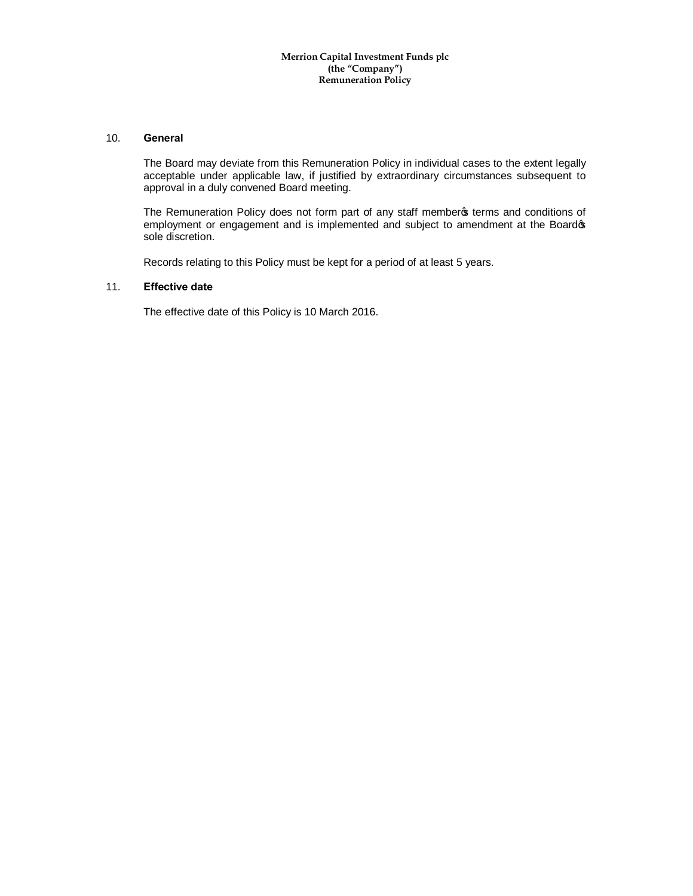## 10. General

The Board may deviate from this Remuneration Policy in individual cases to the extent legally acceptable under applicable law, if justified by extraordinary circumstances subsequent to approval in a duly convened Board meeting.

The Remuneration Policy does not form part of any staff member's terms and conditions of employment or engagement and is implemented and subject to amendment at the Board's sole discretion.

Records relating to this Policy must be kept for a period of at least 5 years.

## 11. Effective date

The effective date of this Policy is 10 March 2016.